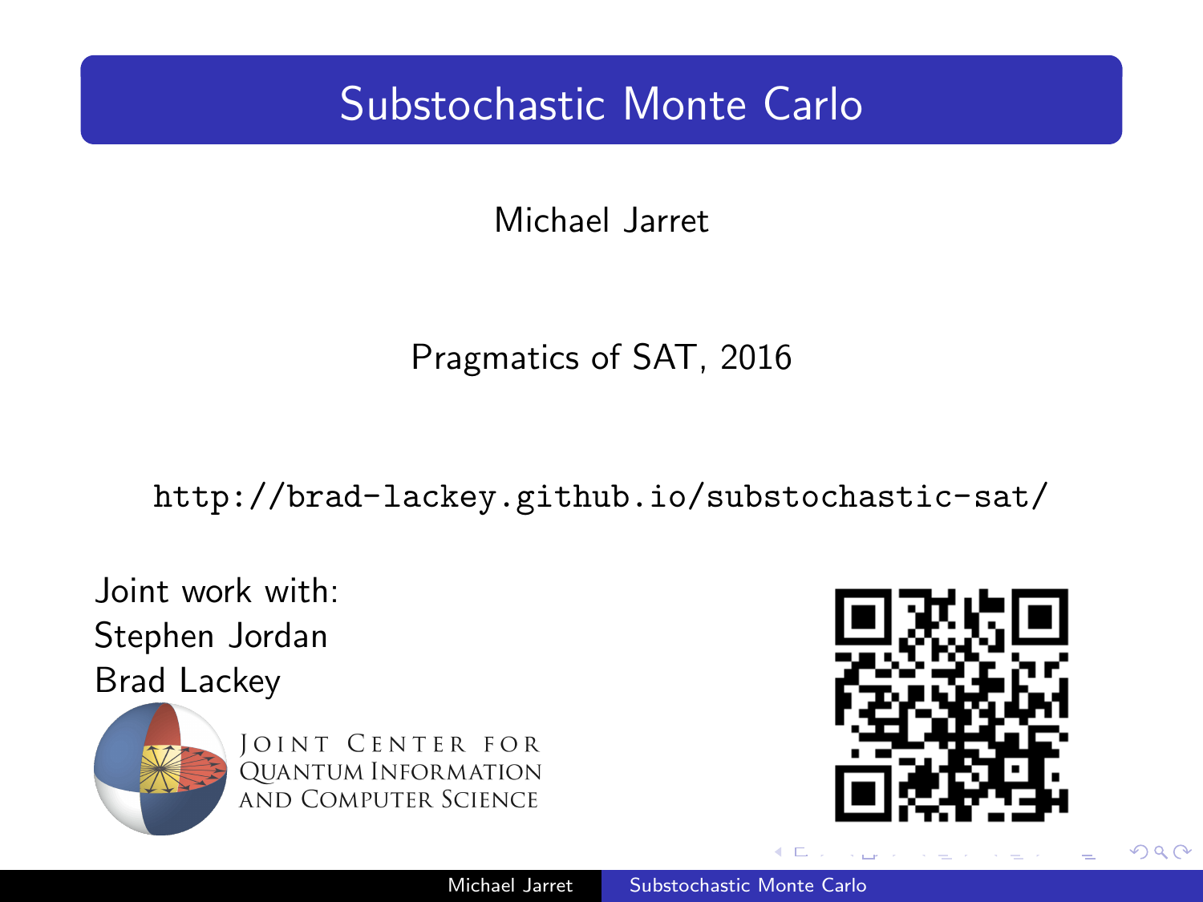# Substochastic Monte Carlo

Michael Jarret

Pragmatics of SAT, 2016

http://brad-lackey.github.io/substochastic-sat/

Joint work with:
Stephen Jordan
Brad Lackey

Joint Center for Quantum Information and Computer Science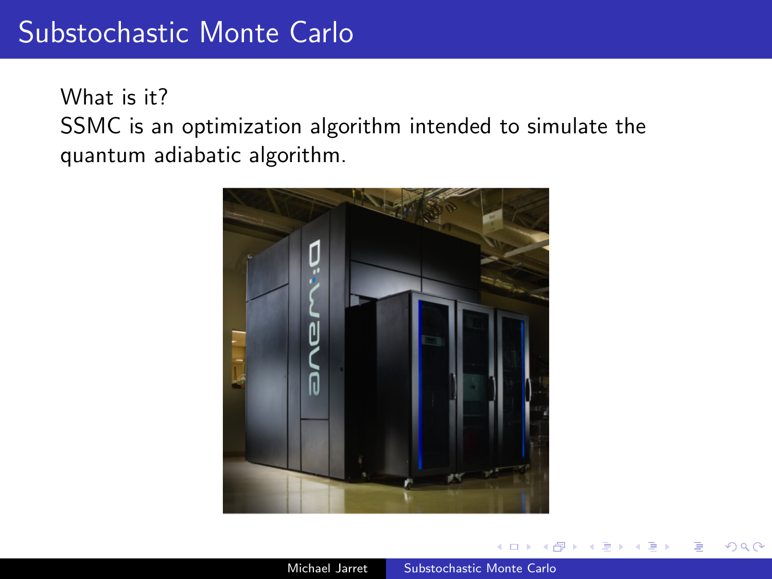# Substochastic Monte Carlo

What is it?

SSMC is an optimization algorithm intended to simulate the quantum adiabatic algorithm.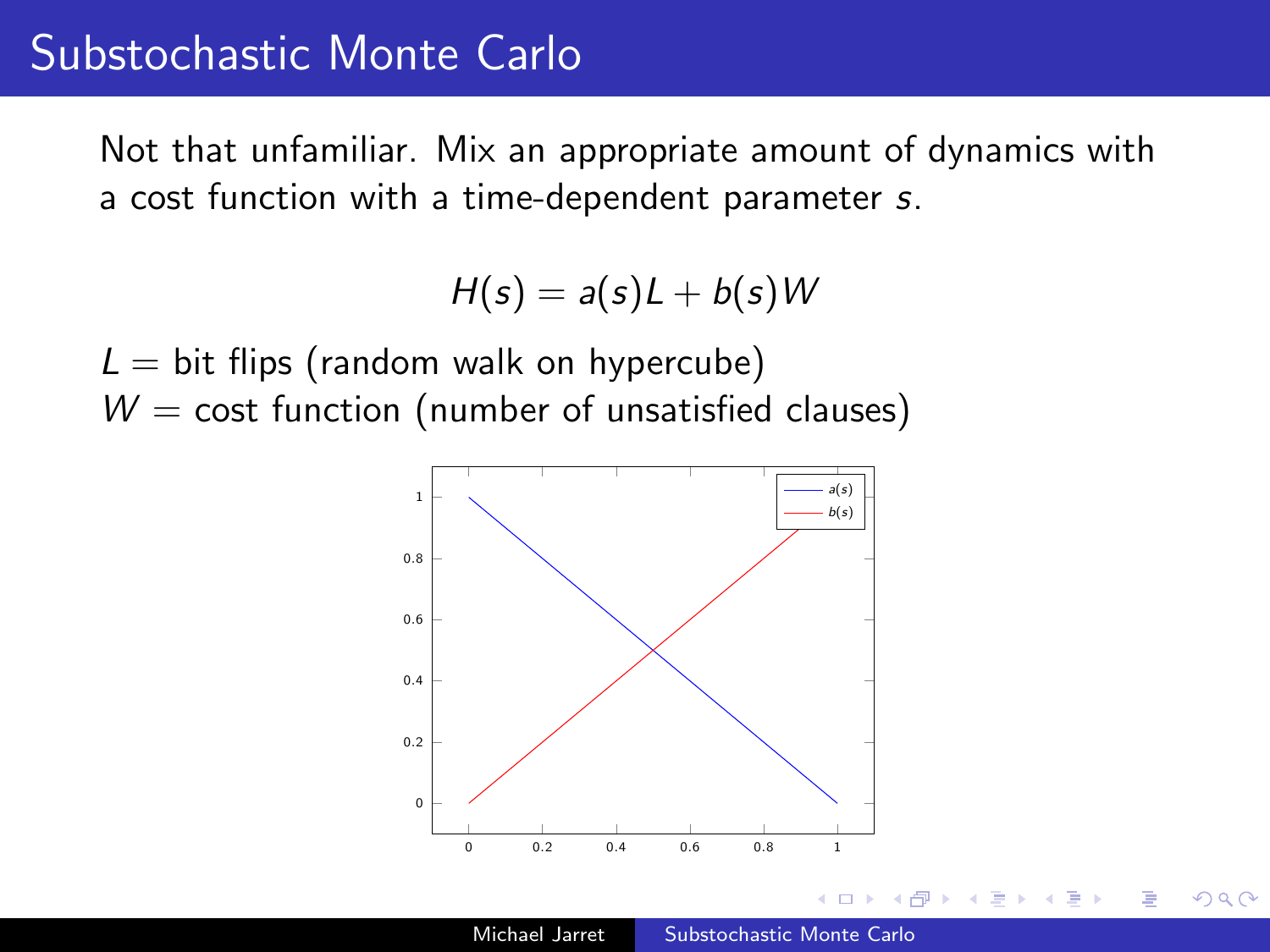# Substochastic Monte Carlo

Not that unfamiliar. Mix an appropriate amount of dynamics with a cost function with a time-dependent parameter $s$.

$$H(s) = a(s)L + b(s)W$$

$L$ = bit flips (random walk on hypercube)
$W$ = cost function (number of unsatisfied clauses)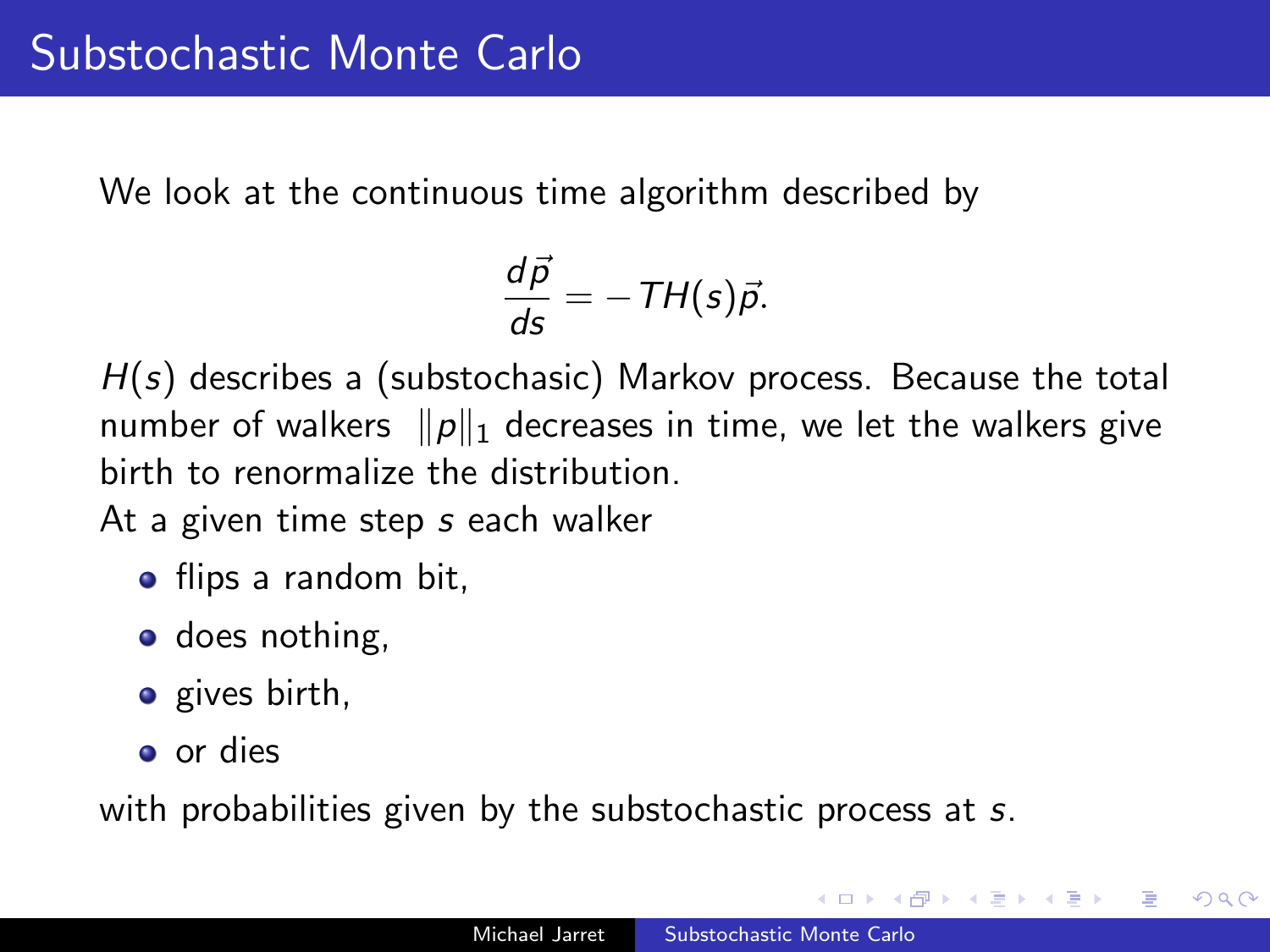# Substochastic Monte Carlo

We look at the continuous time algorithm described by

$$\frac{d\vec{p}}{ds} = -TH(s)\vec{p}.$$

$H(s)$ describes a (substochasic) Markov process. Because the total number of walkers $\|p\|_1$ decreases in time, we let the walkers give birth to renormalize the distribution.

At a given time step $s$ each walker

- flips a random bit,
- does nothing,
- gives birth,
- or dies

with probabilities given by the substochastic process at $s$.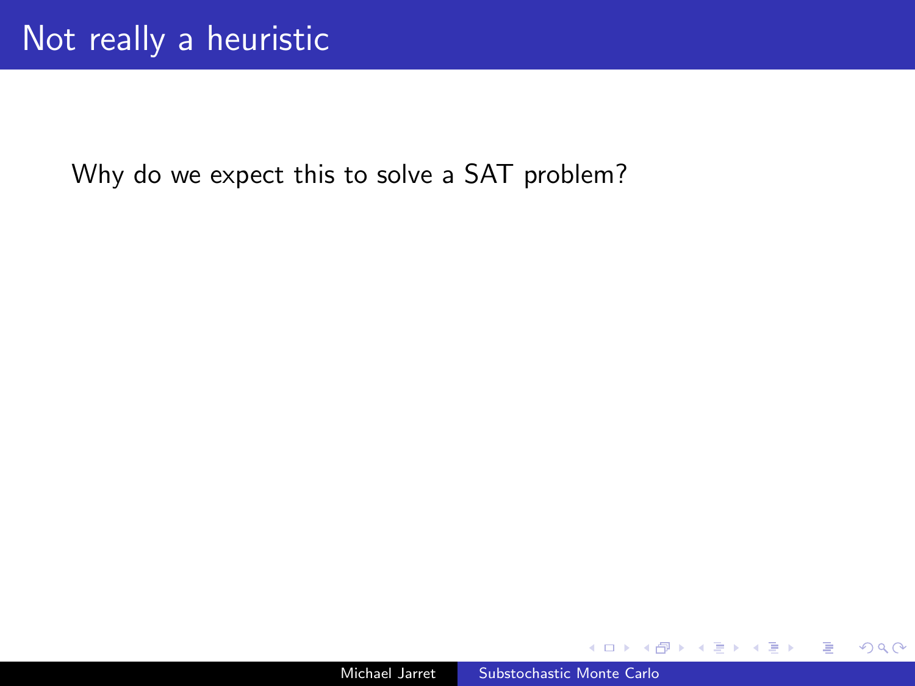# Not really a heuristic

Why do we expect this to solve a SAT problem?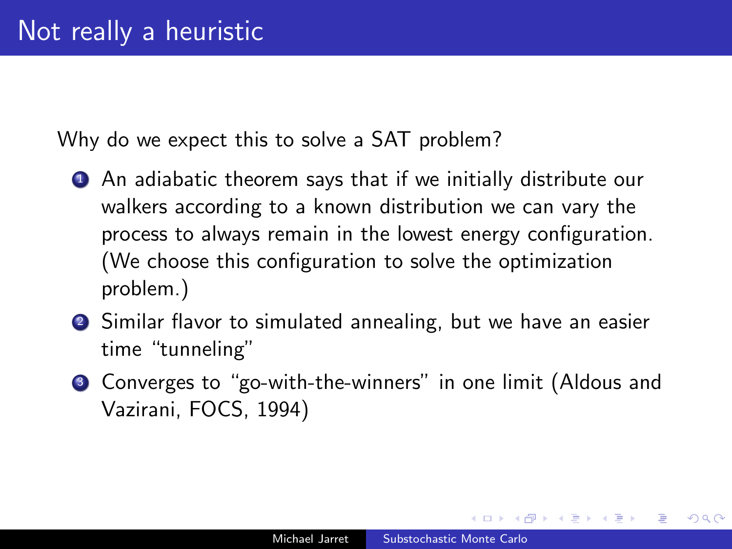# Not really a heuristic

Why do we expect this to solve a SAT problem?

1. An adiabatic theorem says that if we initially distribute our walkers according to a known distribution we can vary the process to always remain in the lowest energy configuration. (We choose this configuration to solve the optimization problem.)
2. Similar flavor to simulated annealing, but we have an easier time "tunneling"
3. Converges to "go-with-the-winners" in one limit (Aldous and Vazirani, FOCS, 1994)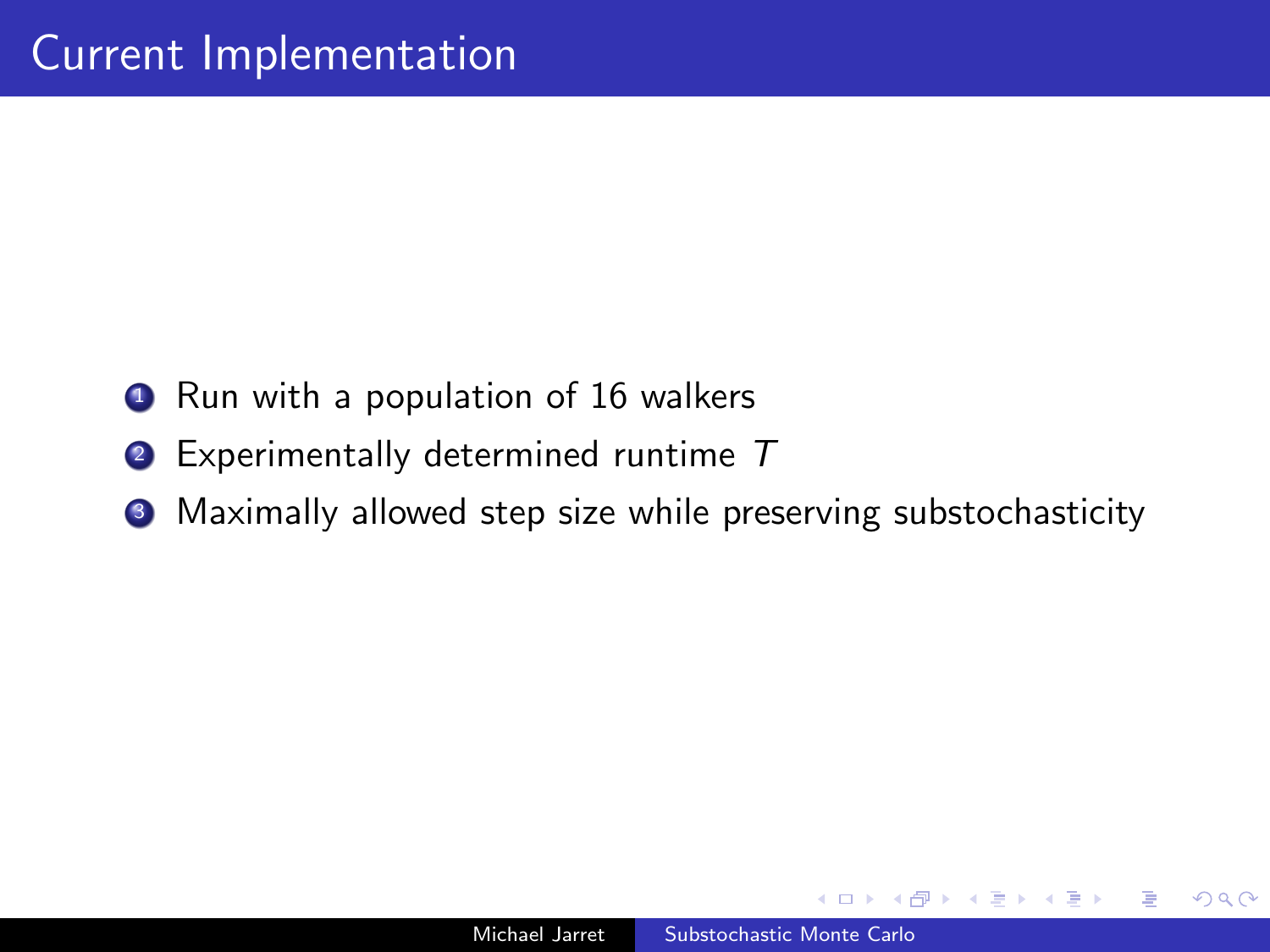# Current Implementation

1. Run with a population of 16 walkers
2. Experimentally determined runtime $T$
3. Maximally allowed step size while preserving substochasticity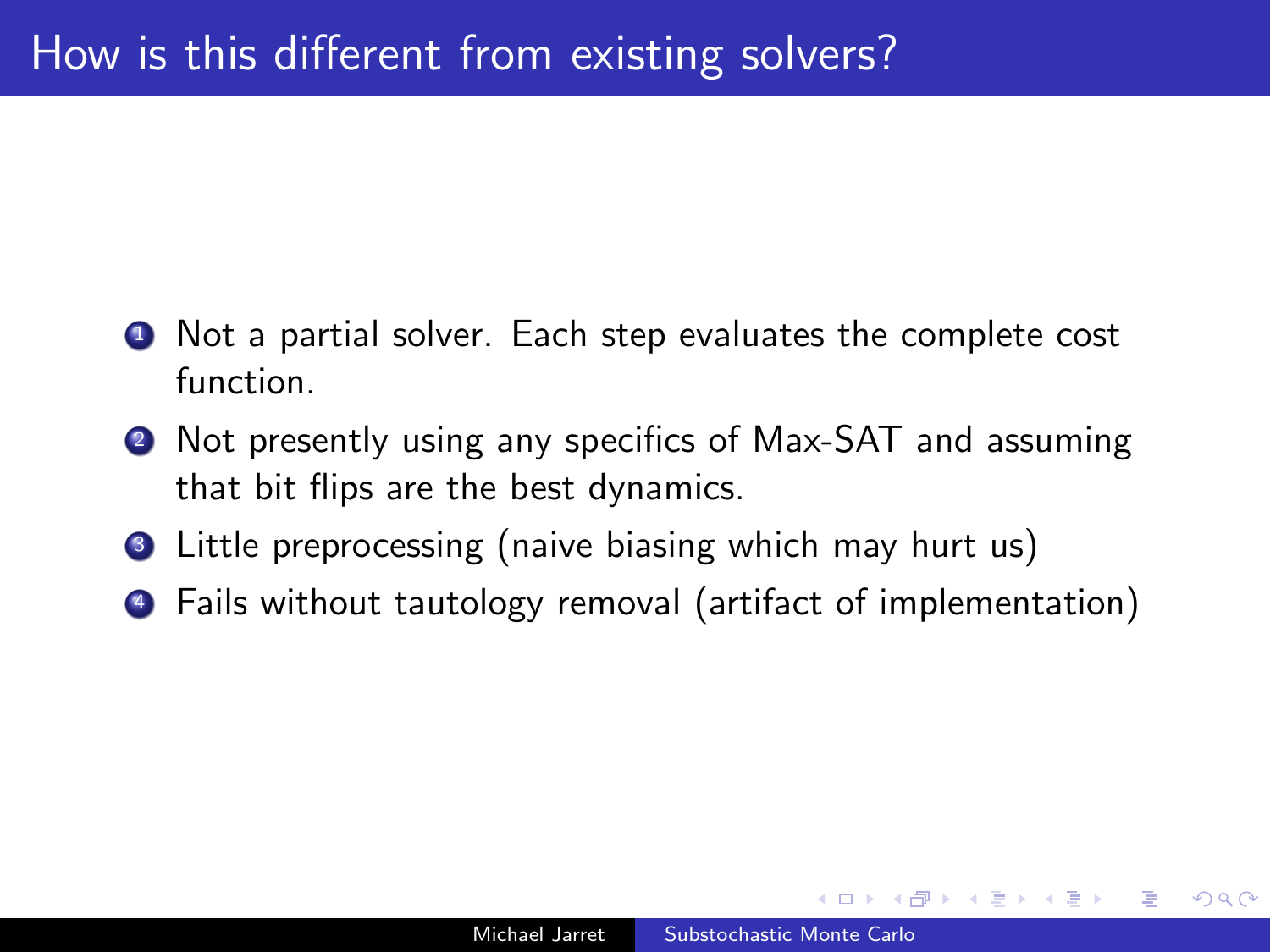# How is this different from existing solvers?

1. Not a partial solver. Each step evaluates the complete cost function.
2. Not presently using any specifics of Max-SAT and assuming that bit flips are the best dynamics.
3. Little preprocessing (naive biasing which may hurt us)
4. Fails without tautology removal (artifact of implementation)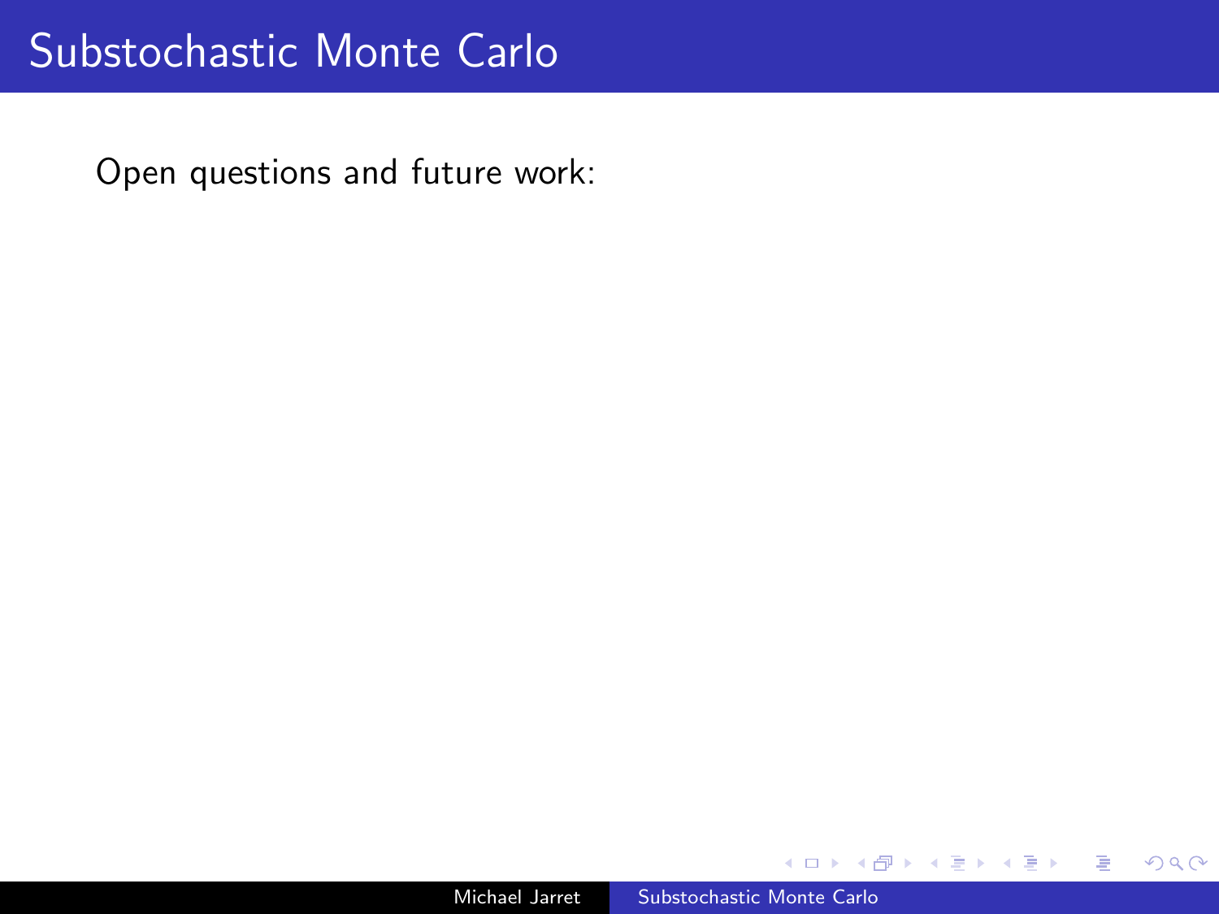# Substochastic Monte Carlo

Open questions and future work: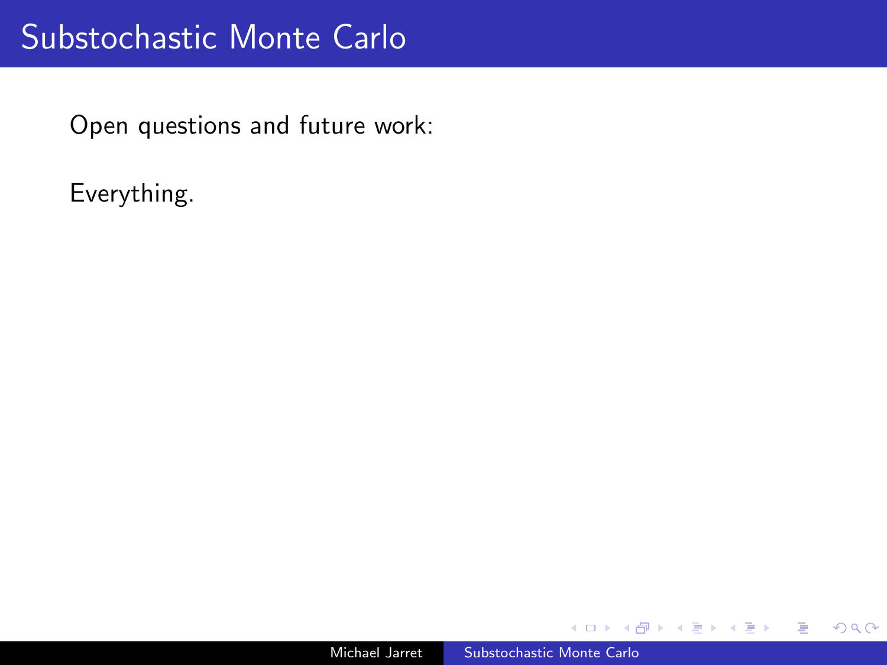# Substochastic Monte Carlo

Open questions and future work:

Everything.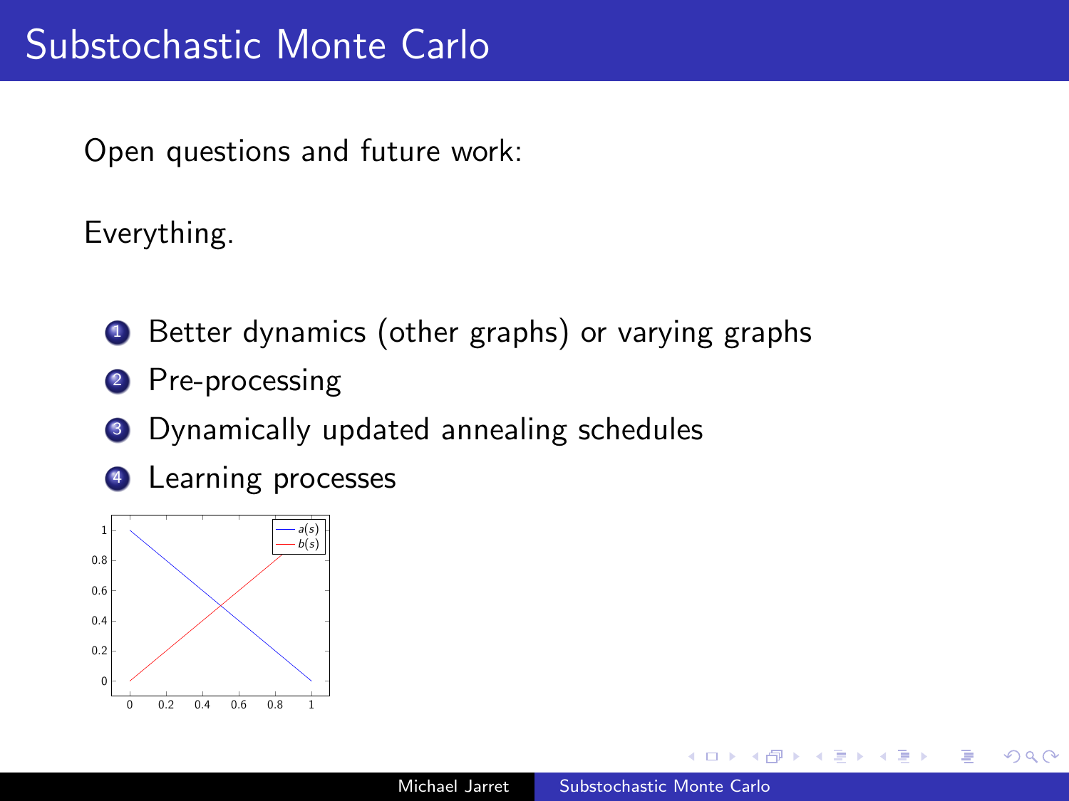# Substochastic Monte Carlo

Open questions and future work:

Everything.

1. Better dynamics (other graphs) or varying graphs
2. Pre-processing
3. Dynamically updated annealing schedules
4. Learning processes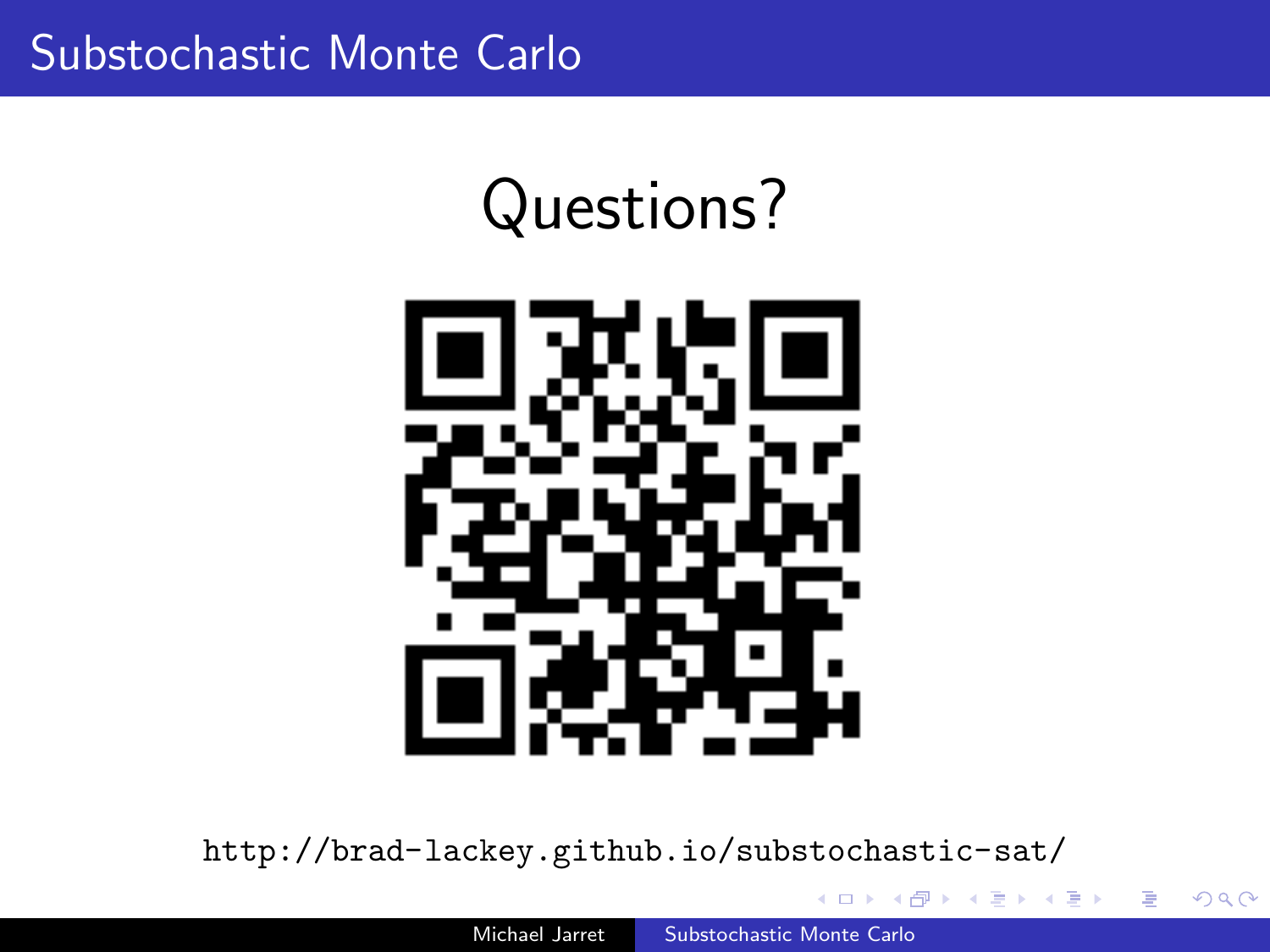# Substochastic Monte Carlo

## Questions?

http://brad-lackey.github.io/substochastic-sat/